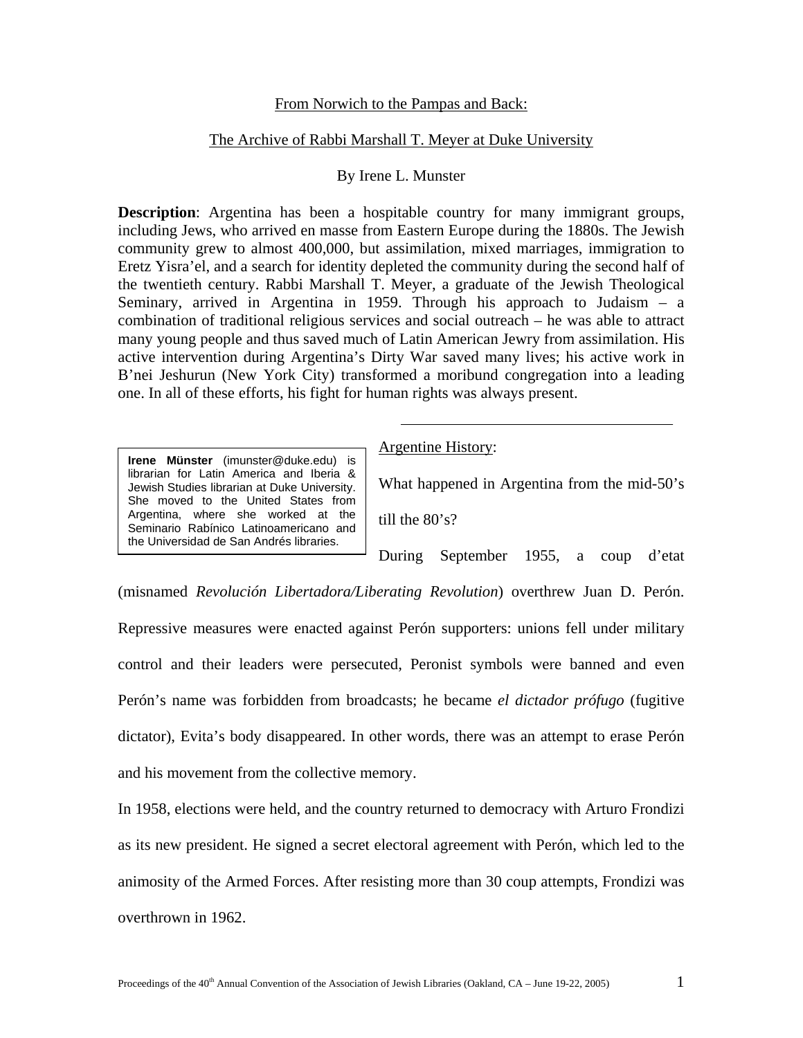# From Norwich to the Pampas and Back:

## The Archive of Rabbi Marshall T. Meyer at Duke University

By Irene L. Munster

**Description**: Argentina has been a hospitable country for many immigrant groups, including Jews, who arrived en masse from Eastern Europe during the 1880s. The Jewish community grew to almost 400,000, but assimilation, mixed marriages, immigration to Eretz Yisra'el, and a search for identity depleted the community during the second half of the twentieth century. Rabbi Marshall T. Meyer, a graduate of the Jewish Theological Seminary, arrived in Argentina in 1959. Through his approach to Judaism – a combination of traditional religious services and social outreach – he was able to attract many young people and thus saved much of Latin American Jewry from assimilation. His active intervention during Argentina's Dirty War saved many lives; his active work in B'nei Jeshurun (New York City) transformed a moribund congregation into a leading one. In all of these efforts, his fight for human rights was always present.

---

**Irene Münster** (imunster@duke.edu) is librarian for Latin America and Iberia & Jewish Studies librarian at Duke University. She moved to the United States from Argentina, where she worked at the Seminario Rabínico Latinoamericano and the Universidad de San Andrés libraries.

### Argentine History:

What happened in Argentina from the mid-50's till the 80's?

During September 1955, a coup d'etat (misnamed *Revolución Libertadora/Liberating Revolution*) overthrew Juan D. Perón. Repressive measures were enacted against Perón supporters: unions fell under military control and their leaders were persecuted, Peronist symbols were banned and even Perón's name was forbidden from broadcasts; he became *el dictador prófugo* (fugitive dictator), Evita's body disappeared. In other words, there was an attempt to erase Perón and his movement from the collective memory.

In 1958, elections were held, and the country returned to democracy with Arturo Frondizi as its new president. He signed a secret electoral agreement with Perón, which led to the animosity of the Armed Forces. After resisting more than 30 coup attempts, Frondizi was overthrown in 1962.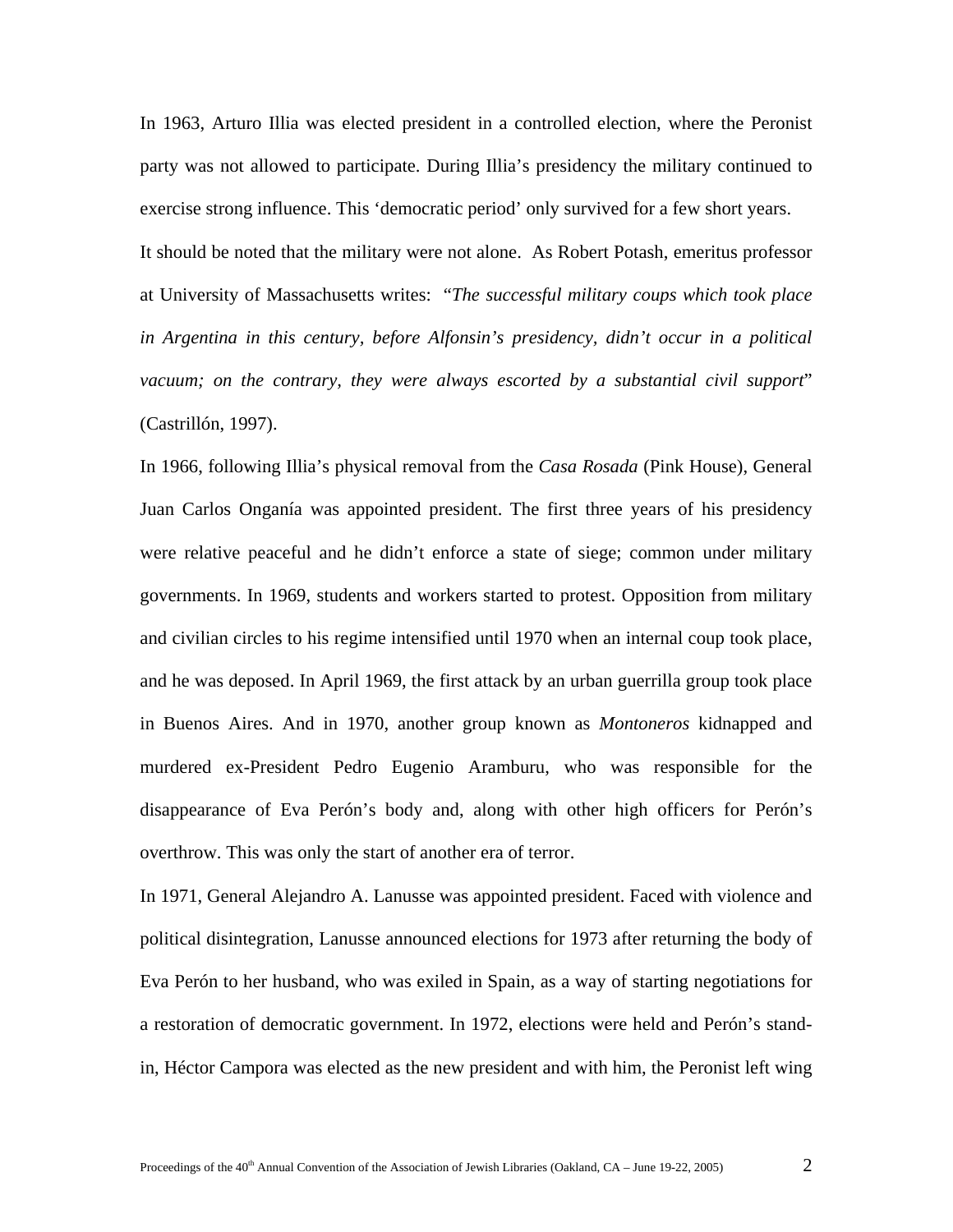In 1963, Arturo Illia was elected president in a controlled election, where the Peronist party was not allowed to participate. During Illia's presidency the military continued to exercise strong influence. This 'democratic period' only survived for a few short years.

It should be noted that the military were not alone. As Robert Potash, emeritus professor at University of Massachusetts writes: "*The successful military coups which took place in Argentina in this century, before Alfonsin's presidency, didn't occur in a political vacuum; on the contrary, they were always escorted by a substantial civil support*" (Castrillón, 1997).

In 1966, following Illia's physical removal from the *Casa Rosada* (Pink House), General Juan Carlos Onganía was appointed president. The first three years of his presidency were relative peaceful and he didn't enforce a state of siege; common under military governments. In 1969, students and workers started to protest. Opposition from military and civilian circles to his regime intensified until 1970 when an internal coup took place, and he was deposed. In April 1969, the first attack by an urban guerrilla group took place in Buenos Aires. And in 1970, another group known as *Montoneros* kidnapped and murdered ex-President Pedro Eugenio Aramburu, who was responsible for the disappearance of Eva Perón's body and, along with other high officers for Perón's overthrow. This was only the start of another era of terror.

In 1971, General Alejandro A. Lanusse was appointed president. Faced with violence and political disintegration, Lanusse announced elections for 1973 after returning the body of Eva Perón to her husband, who was exiled in Spain, as a way of starting negotiations for a restoration of democratic government. In 1972, elections were held and Perón's stand-in, Héctor Campora was elected as the new president and with him, the Peronist left wing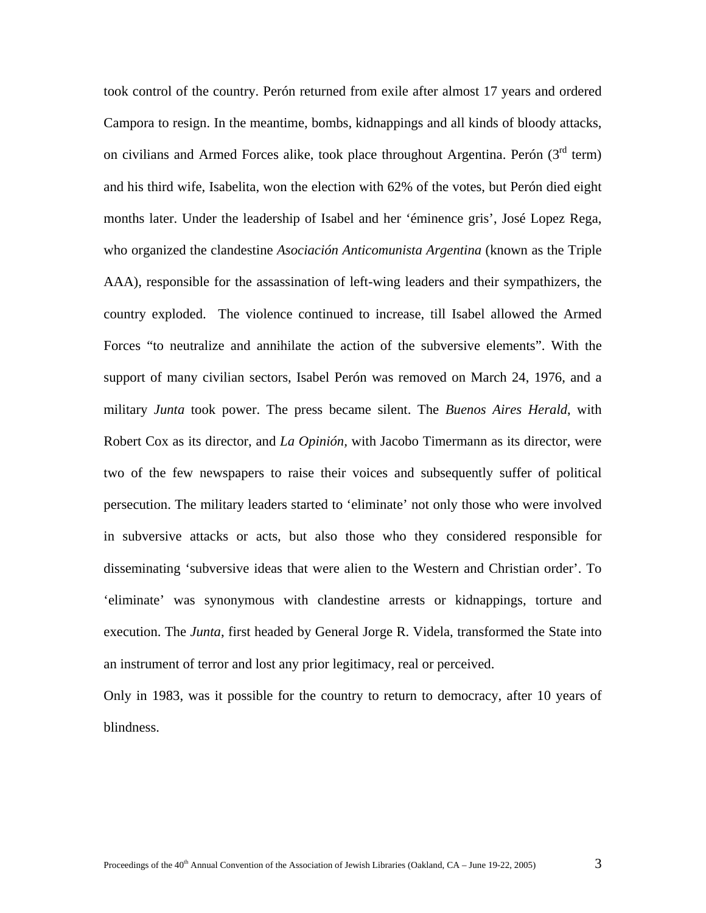took control of the country. Perón returned from exile after almost 17 years and ordered Campora to resign. In the meantime, bombs, kidnappings and all kinds of bloody attacks, on civilians and Armed Forces alike, took place throughout Argentina. Perón (3rd term) and his third wife, Isabelita, won the election with 62% of the votes, but Perón died eight months later. Under the leadership of Isabel and her 'éminence gris', José Lopez Rega, who organized the clandestine *Asociación Anticomunista Argentina* (known as the Triple AAA), responsible for the assassination of left-wing leaders and their sympathizers, the country exploded. The violence continued to increase, till Isabel allowed the Armed Forces "to neutralize and annihilate the action of the subversive elements". With the support of many civilian sectors, Isabel Perón was removed on March 24, 1976, and a military *Junta* took power. The press became silent. The *Buenos Aires Herald*, with Robert Cox as its director, and *La Opinión*, with Jacobo Timermann as its director, were two of the few newspapers to raise their voices and subsequently suffer of political persecution. The military leaders started to 'eliminate' not only those who were involved in subversive attacks or acts, but also those who they considered responsible for disseminating 'subversive ideas that were alien to the Western and Christian order'. To 'eliminate' was synonymous with clandestine arrests or kidnappings, torture and execution. The *Junta*, first headed by General Jorge R. Videla, transformed the State into an instrument of terror and lost any prior legitimacy, real or perceived.

Only in 1983, was it possible for the country to return to democracy, after 10 years of blindness.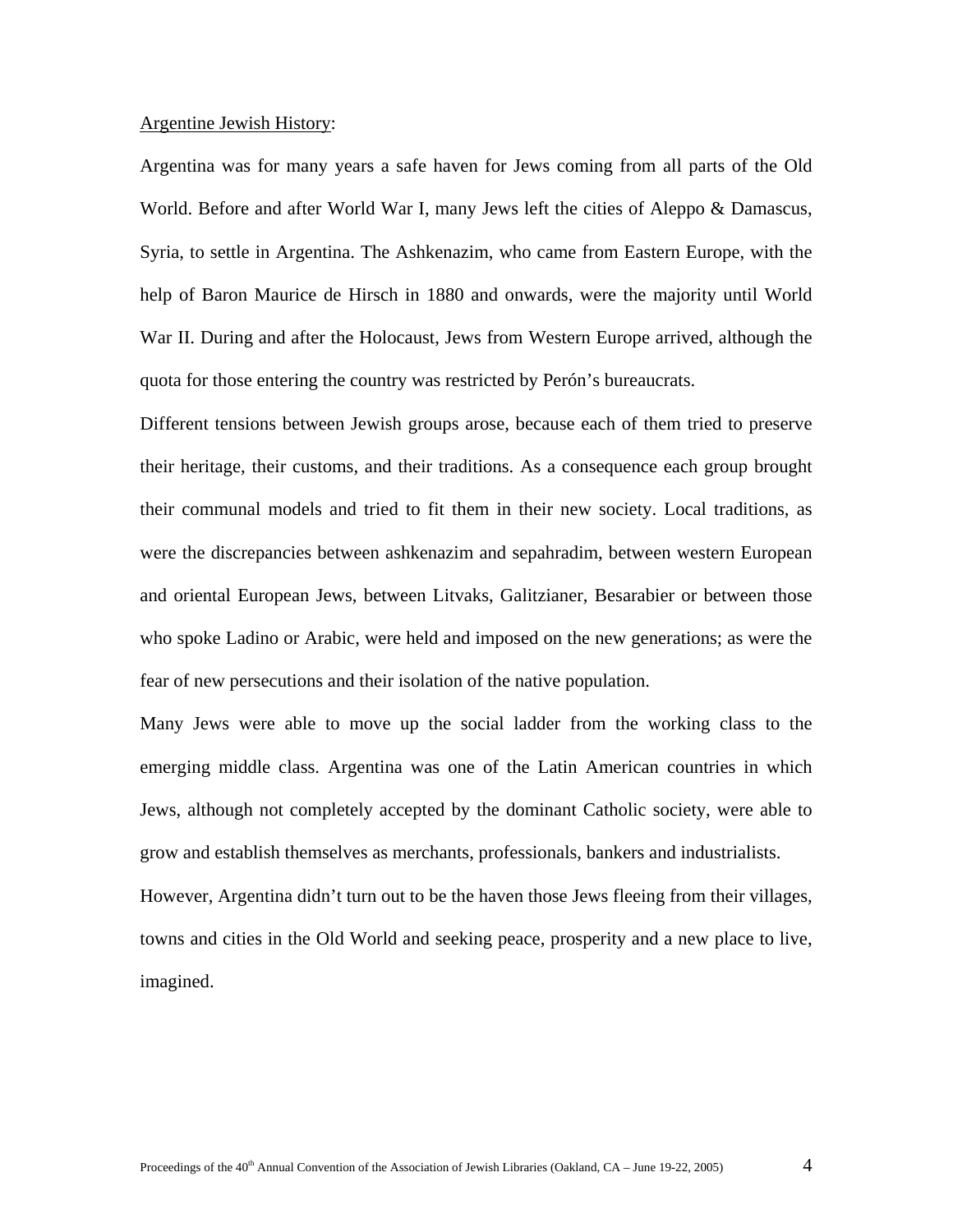Argentine Jewish History:

Argentina was for many years a safe haven for Jews coming from all parts of the Old World. Before and after World War I, many Jews left the cities of Aleppo & Damascus, Syria, to settle in Argentina. The Ashkenazim, who came from Eastern Europe, with the help of Baron Maurice de Hirsch in 1880 and onwards, were the majority until World War II. During and after the Holocaust, Jews from Western Europe arrived, although the quota for those entering the country was restricted by Perón's bureaucrats.

Different tensions between Jewish groups arose, because each of them tried to preserve their heritage, their customs, and their traditions. As a consequence each group brought their communal models and tried to fit them in their new society. Local traditions, as were the discrepancies between ashkenazim and sepahradim, between western European and oriental European Jews, between Litvaks, Galitzianer, Besarabier or between those who spoke Ladino or Arabic, were held and imposed on the new generations; as were the fear of new persecutions and their isolation of the native population.

Many Jews were able to move up the social ladder from the working class to the emerging middle class. Argentina was one of the Latin American countries in which Jews, although not completely accepted by the dominant Catholic society, were able to grow and establish themselves as merchants, professionals, bankers and industrialists.

However, Argentina didn't turn out to be the haven those Jews fleeing from their villages, towns and cities in the Old World and seeking peace, prosperity and a new place to live, imagined.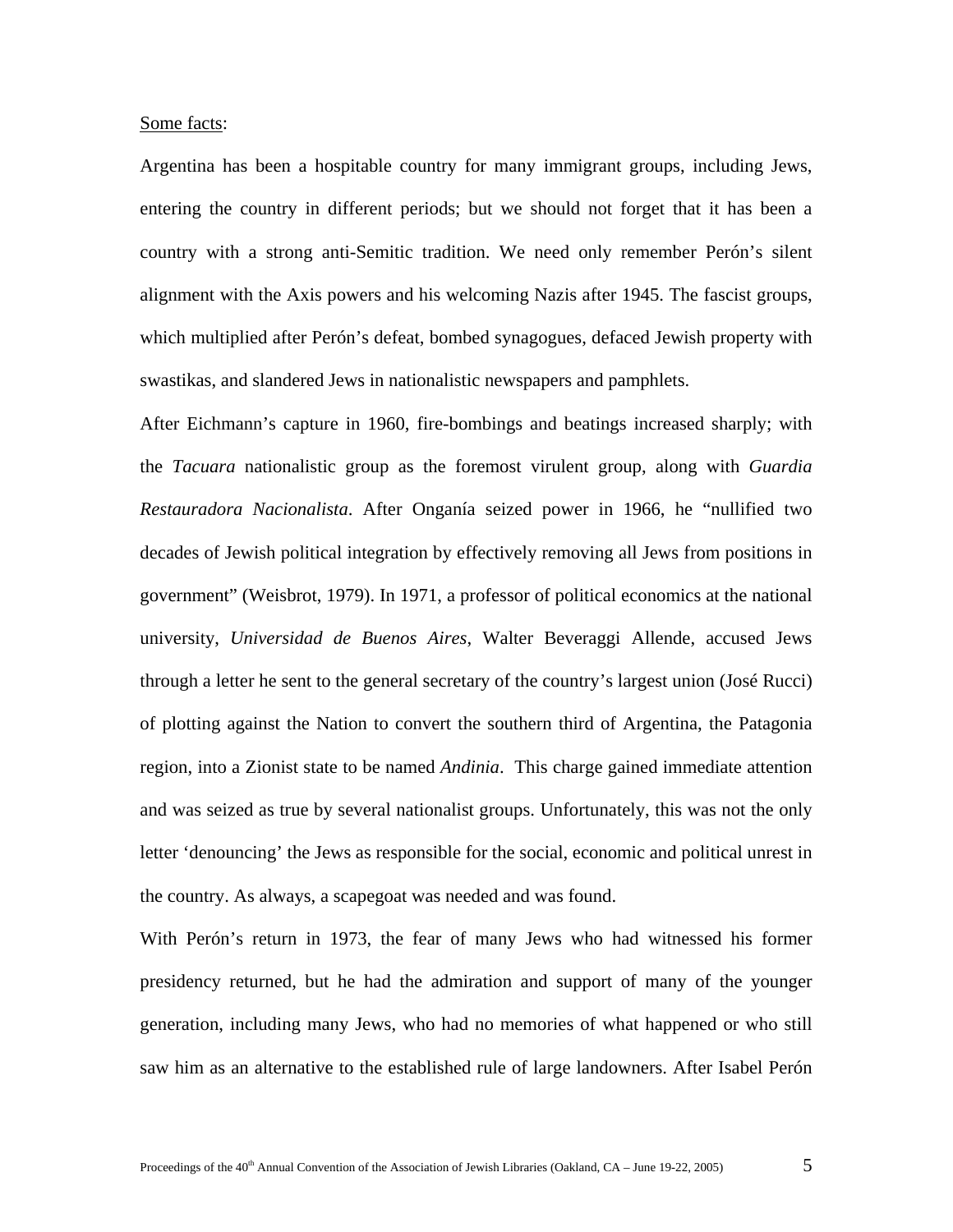Some facts:

Argentina has been a hospitable country for many immigrant groups, including Jews, entering the country in different periods; but we should not forget that it has been a country with a strong anti-Semitic tradition. We need only remember Perón's silent alignment with the Axis powers and his welcoming Nazis after 1945. The fascist groups, which multiplied after Perón's defeat, bombed synagogues, defaced Jewish property with swastikas, and slandered Jews in nationalistic newspapers and pamphlets.

After Eichmann's capture in 1960, fire-bombings and beatings increased sharply; with the *Tacuara* nationalistic group as the foremost virulent group, along with *Guardia Restauradora Nacionalista*. After Onganía seized power in 1966, he "nullified two decades of Jewish political integration by effectively removing all Jews from positions in government" (Weisbrot, 1979). In 1971, a professor of political economics at the national university, *Universidad de Buenos Aires*, Walter Beveraggi Allende, accused Jews through a letter he sent to the general secretary of the country's largest union (José Rucci) of plotting against the Nation to convert the southern third of Argentina, the Patagonia region, into a Zionist state to be named *Andinia*. This charge gained immediate attention and was seized as true by several nationalist groups. Unfortunately, this was not the only letter 'denouncing' the Jews as responsible for the social, economic and political unrest in the country. As always, a scapegoat was needed and was found.

With Perón's return in 1973, the fear of many Jews who had witnessed his former presidency returned, but he had the admiration and support of many of the younger generation, including many Jews, who had no memories of what happened or who still saw him as an alternative to the established rule of large landowners. After Isabel Perón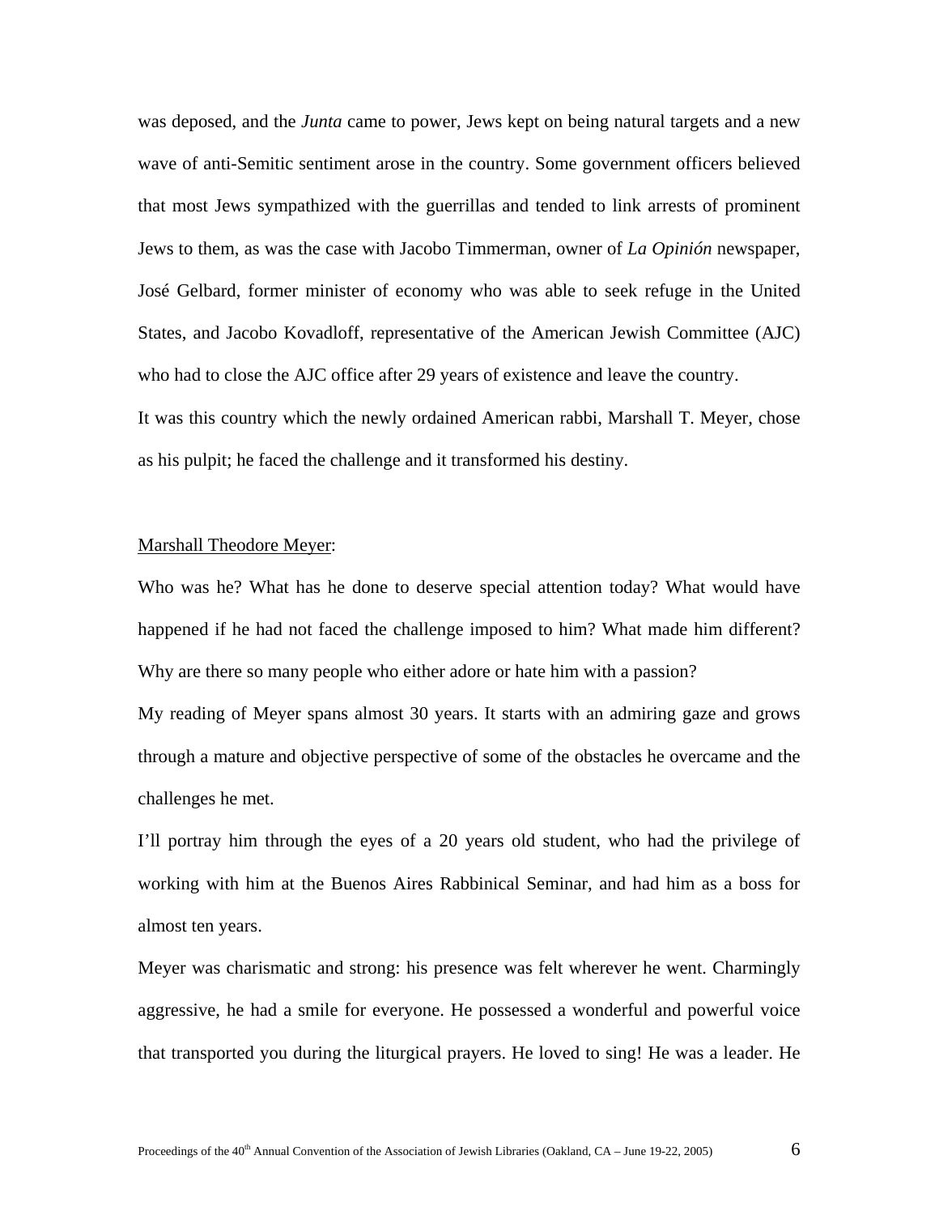was deposed, and the *Junta* came to power, Jews kept on being natural targets and a new wave of anti-Semitic sentiment arose in the country. Some government officers believed that most Jews sympathized with the guerrillas and tended to link arrests of prominent Jews to them, as was the case with Jacobo Timmerman, owner of *La Opinión* newspaper, José Gelbard, former minister of economy who was able to seek refuge in the United States, and Jacobo Kovadloff, representative of the American Jewish Committee (AJC) who had to close the AJC office after 29 years of existence and leave the country.

It was this country which the newly ordained American rabbi, Marshall T. Meyer, chose as his pulpit; he faced the challenge and it transformed his destiny.

<u>Marshall Theodore Meyer</u>:

Who was he? What has he done to deserve special attention today? What would have happened if he had not faced the challenge imposed to him? What made him different? Why are there so many people who either adore or hate him with a passion?

My reading of Meyer spans almost 30 years. It starts with an admiring gaze and grows through a mature and objective perspective of some of the obstacles he overcame and the challenges he met.

I'll portray him through the eyes of a 20 years old student, who had the privilege of working with him at the Buenos Aires Rabbinical Seminar, and had him as a boss for almost ten years.

Meyer was charismatic and strong: his presence was felt wherever he went. Charmingly aggressive, he had a smile for everyone. He possessed a wonderful and powerful voice that transported you during the liturgical prayers. He loved to sing! He was a leader. He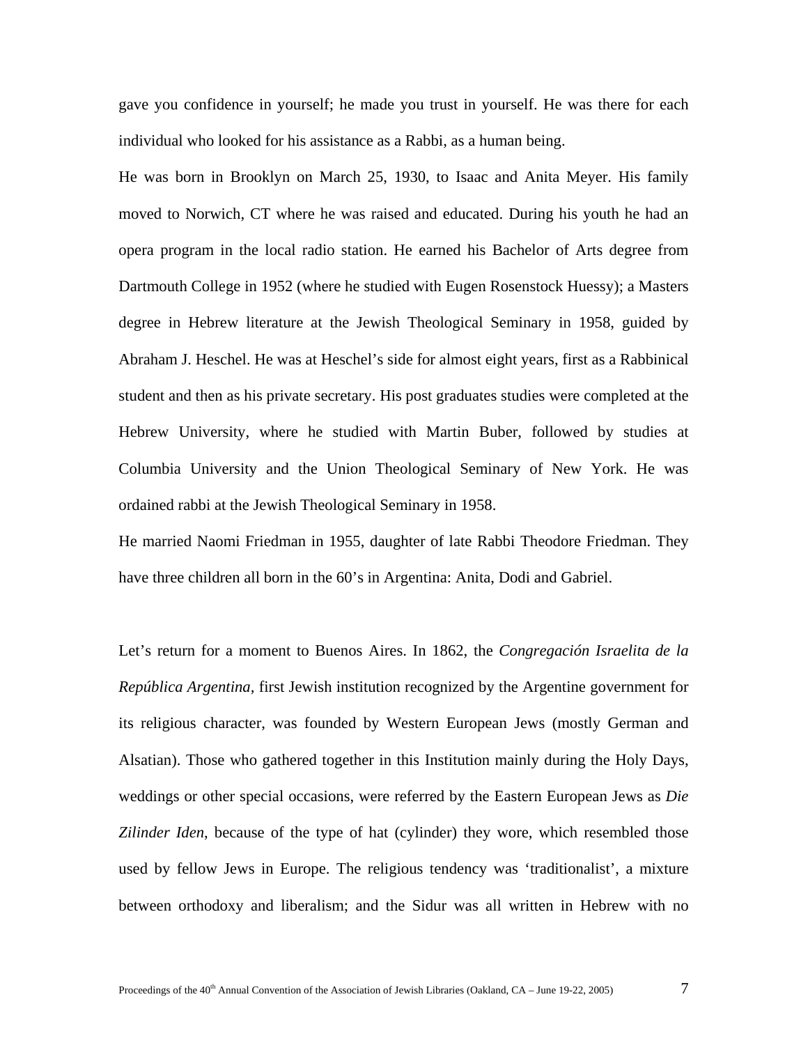gave you confidence in yourself; he made you trust in yourself. He was there for each individual who looked for his assistance as a Rabbi, as a human being.

He was born in Brooklyn on March 25, 1930, to Isaac and Anita Meyer. His family moved to Norwich, CT where he was raised and educated. During his youth he had an opera program in the local radio station. He earned his Bachelor of Arts degree from Dartmouth College in 1952 (where he studied with Eugen Rosenstock Huessy); a Masters degree in Hebrew literature at the Jewish Theological Seminary in 1958, guided by Abraham J. Heschel. He was at Heschel's side for almost eight years, first as a Rabbinical student and then as his private secretary. His post graduates studies were completed at the Hebrew University, where he studied with Martin Buber, followed by studies at Columbia University and the Union Theological Seminary of New York. He was ordained rabbi at the Jewish Theological Seminary in 1958.

He married Naomi Friedman in 1955, daughter of late Rabbi Theodore Friedman. They have three children all born in the 60's in Argentina: Anita, Dodi and Gabriel.

Let's return for a moment to Buenos Aires. In 1862, the *Congregación Israelita de la República Argentina*, first Jewish institution recognized by the Argentine government for its religious character, was founded by Western European Jews (mostly German and Alsatian). Those who gathered together in this Institution mainly during the Holy Days, weddings or other special occasions, were referred by the Eastern European Jews as *Die Zilinder Iden*, because of the type of hat (cylinder) they wore, which resembled those used by fellow Jews in Europe. The religious tendency was 'traditionalist', a mixture between orthodoxy and liberalism; and the Sidur was all written in Hebrew with no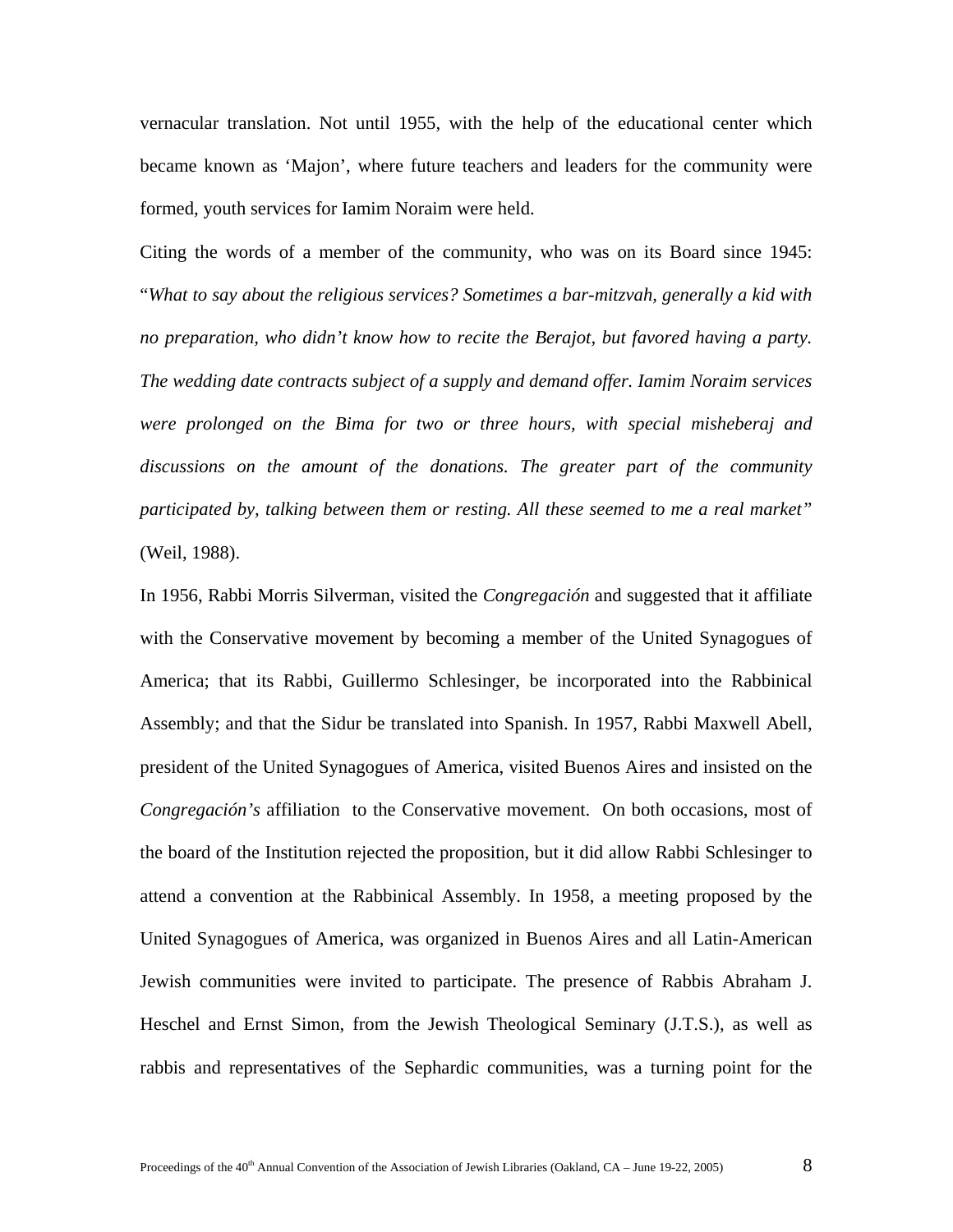vernacular translation. Not until 1955, with the help of the educational center which became known as 'Majon', where future teachers and leaders for the community were formed, youth services for Iamim Noraim were held.

Citing the words of a member of the community, who was on its Board since 1945: "*What to say about the religious services? Sometimes a bar-mitzvah, generally a kid with no preparation, who didn't know how to recite the Berajot, but favored having a party. The wedding date contracts subject of a supply and demand offer. Iamim Noraim services were prolonged on the Bima for two or three hours, with special misheberaj and discussions on the amount of the donations. The greater part of the community participated by, talking between them or resting. All these seemed to me a real market"* (Weil, 1988).

In 1956, Rabbi Morris Silverman, visited the *Congregación* and suggested that it affiliate with the Conservative movement by becoming a member of the United Synagogues of America; that its Rabbi, Guillermo Schlesinger, be incorporated into the Rabbinical Assembly; and that the Sidur be translated into Spanish. In 1957, Rabbi Maxwell Abell, president of the United Synagogues of America, visited Buenos Aires and insisted on the *Congregación's* affiliation to the Conservative movement. On both occasions, most of the board of the Institution rejected the proposition, but it did allow Rabbi Schlesinger to attend a convention at the Rabbinical Assembly. In 1958, a meeting proposed by the United Synagogues of America, was organized in Buenos Aires and all Latin-American Jewish communities were invited to participate. The presence of Rabbis Abraham J. Heschel and Ernst Simon, from the Jewish Theological Seminary (J.T.S.), as well as rabbis and representatives of the Sephardic communities, was a turning point for the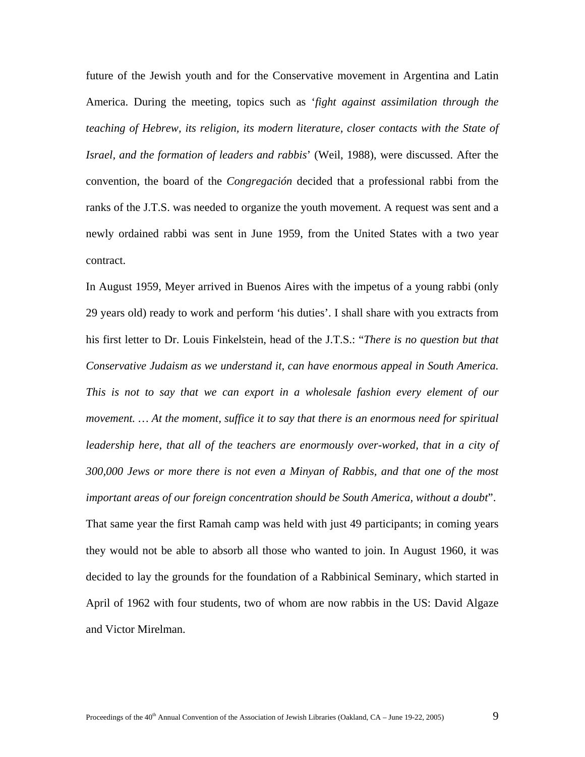future of the Jewish youth and for the Conservative movement in Argentina and Latin America. During the meeting, topics such as '*fight against assimilation through the teaching of Hebrew, its religion, its modern literature, closer contacts with the State of Israel, and the formation of leaders and rabbis*' (Weil, 1988), were discussed. After the convention, the board of the *Congregación* decided that a professional rabbi from the ranks of the J.T.S. was needed to organize the youth movement. A request was sent and a newly ordained rabbi was sent in June 1959, from the United States with a two year contract.

In August 1959, Meyer arrived in Buenos Aires with the impetus of a young rabbi (only 29 years old) ready to work and perform 'his duties'. I shall share with you extracts from his first letter to Dr. Louis Finkelstein, head of the J.T.S.: "*There is no question but that Conservative Judaism as we understand it, can have enormous appeal in South America. This is not to say that we can export in a wholesale fashion every element of our movement. … At the moment, suffice it to say that there is an enormous need for spiritual leadership here, that all of the teachers are enormously over-worked, that in a city of 300,000 Jews or more there is not even a Minyan of Rabbis, and that one of the most important areas of our foreign concentration should be South America, without a doubt*".

That same year the first Ramah camp was held with just 49 participants; in coming years they would not be able to absorb all those who wanted to join. In August 1960, it was decided to lay the grounds for the foundation of a Rabbinical Seminary, which started in April of 1962 with four students, two of whom are now rabbis in the US: David Algaze and Victor Mirelman.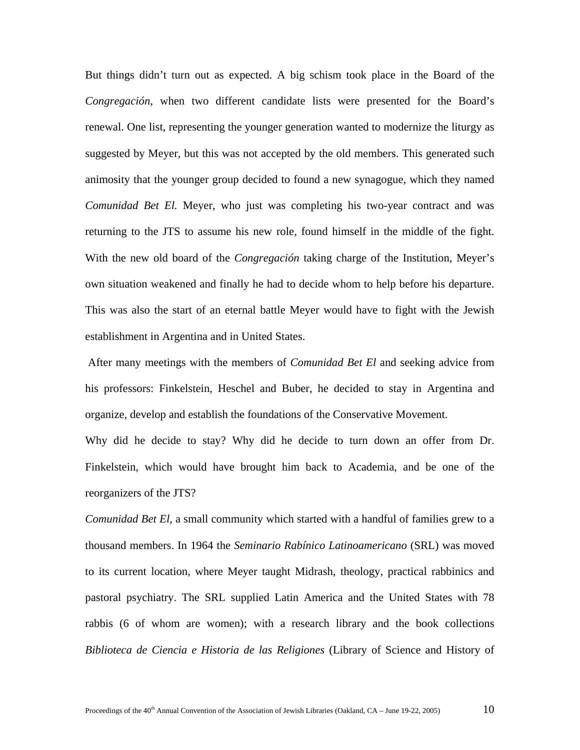But things didn't turn out as expected. A big schism took place in the Board of the *Congregación*, when two different candidate lists were presented for the Board's renewal. One list, representing the younger generation wanted to modernize the liturgy as suggested by Meyer, but this was not accepted by the old members. This generated such animosity that the younger group decided to found a new synagogue, which they named *Comunidad Bet El.* Meyer, who just was completing his two-year contract and was returning to the JTS to assume his new role, found himself in the middle of the fight. With the new old board of the *Congregación* taking charge of the Institution, Meyer's own situation weakened and finally he had to decide whom to help before his departure. This was also the start of an eternal battle Meyer would have to fight with the Jewish establishment in Argentina and in United States.

After many meetings with the members of *Comunidad Bet El* and seeking advice from his professors: Finkelstein, Heschel and Buber, he decided to stay in Argentina and organize, develop and establish the foundations of the Conservative Movement.

Why did he decide to stay? Why did he decide to turn down an offer from Dr. Finkelstein, which would have brought him back to Academia, and be one of the reorganizers of the JTS?

*Comunidad Bet El*, a small community which started with a handful of families grew to a thousand members. In 1964 the *Seminario Rabínico Latinoamericano* (SRL) was moved to its current location, where Meyer taught Midrash, theology, practical rabbinics and pastoral psychiatry. The SRL supplied Latin America and the United States with 78 rabbis (6 of whom are women); with a research library and the book collections *Biblioteca de Ciencia e Historia de las Religiones* (Library of Science and History of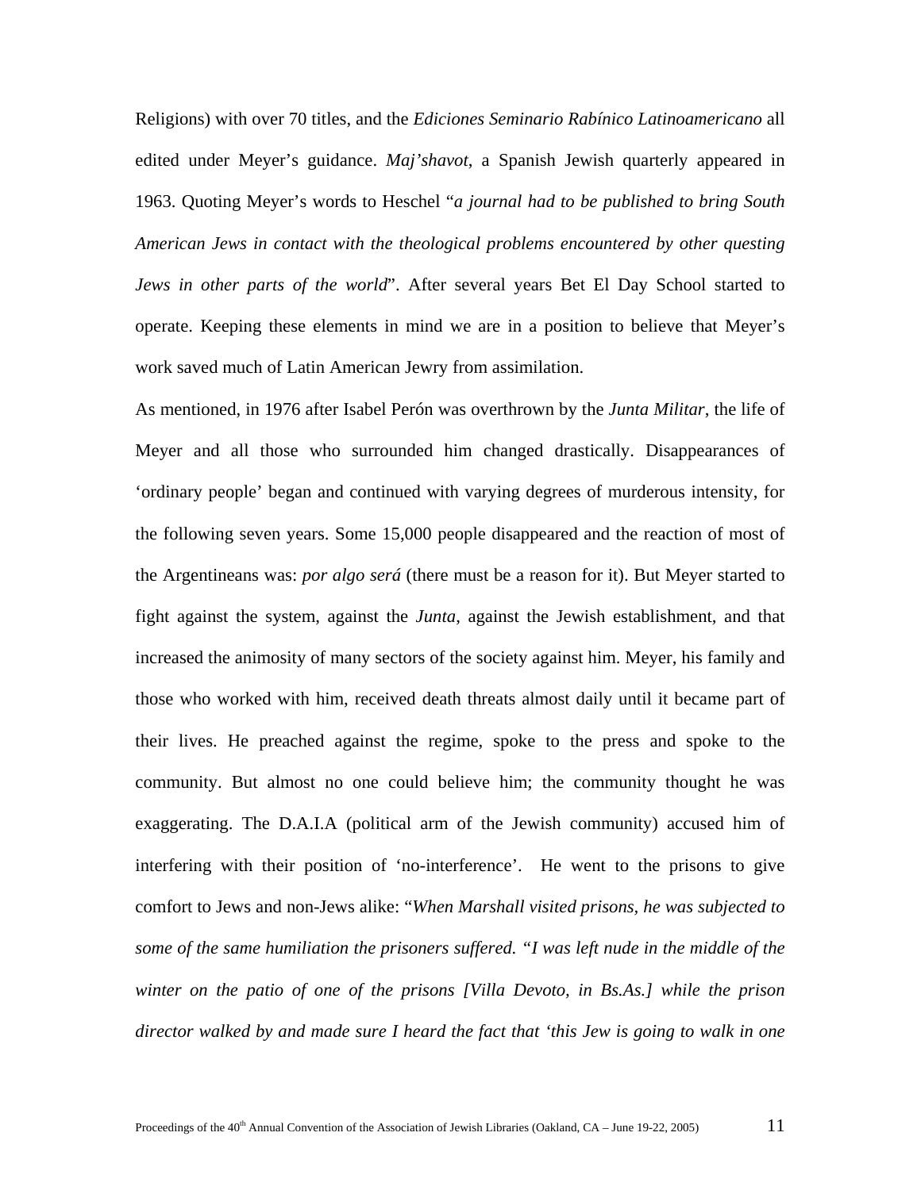Religions) with over 70 titles, and the *Ediciones Seminario Rabínico Latinoamericano* all edited under Meyer's guidance. *Maj'shavot*, a Spanish Jewish quarterly appeared in 1963. Quoting Meyer's words to Heschel "*a journal had to be published to bring South American Jews in contact with the theological problems encountered by other questing Jews in other parts of the world*". After several years Bet El Day School started to operate. Keeping these elements in mind we are in a position to believe that Meyer's work saved much of Latin American Jewry from assimilation.

As mentioned, in 1976 after Isabel Perón was overthrown by the *Junta Militar*, the life of Meyer and all those who surrounded him changed drastically. Disappearances of 'ordinary people' began and continued with varying degrees of murderous intensity, for the following seven years. Some 15,000 people disappeared and the reaction of most of the Argentineans was: *por algo será* (there must be a reason for it). But Meyer started to fight against the system, against the *Junta*, against the Jewish establishment, and that increased the animosity of many sectors of the society against him. Meyer, his family and those who worked with him, received death threats almost daily until it became part of their lives. He preached against the regime, spoke to the press and spoke to the community. But almost no one could believe him; the community thought he was exaggerating. The D.A.I.A (political arm of the Jewish community) accused him of interfering with their position of 'no-interference'. He went to the prisons to give comfort to Jews and non-Jews alike: "*When Marshall visited prisons, he was subjected to some of the same humiliation the prisoners suffered. "I was left nude in the middle of the winter on the patio of one of the prisons [Villa Devoto, in Bs.As.] while the prison director walked by and made sure I heard the fact that 'this Jew is going to walk in one*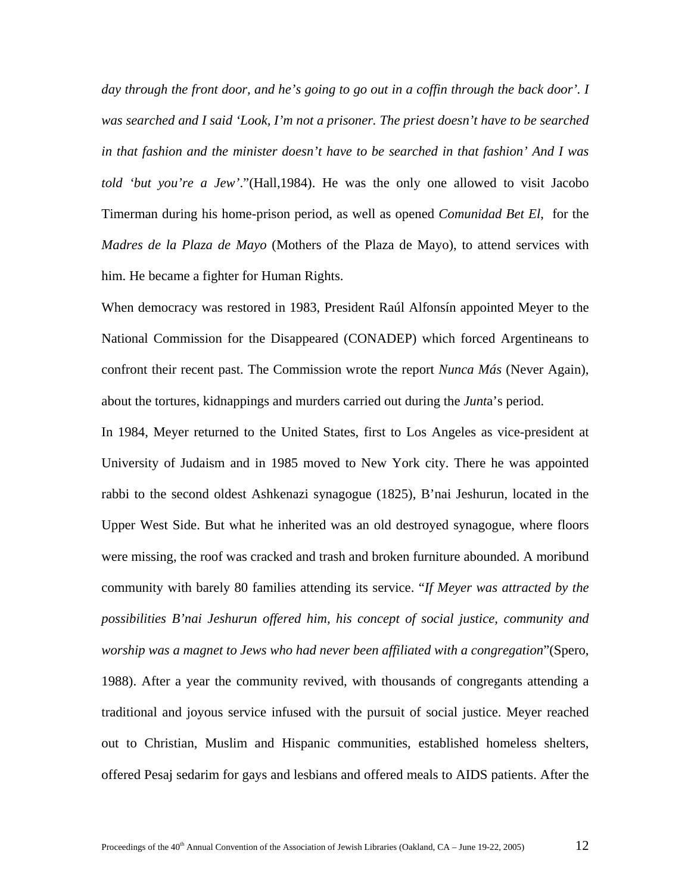*day through the front door, and he's going to go out in a coffin through the back door'. I was searched and I said 'Look, I'm not a prisoner. The priest doesn't have to be searched in that fashion and the minister doesn't have to be searched in that fashion' And I was told 'but you're a Jew'*."(Hall,1984). He was the only one allowed to visit Jacobo Timerman during his home-prison period, as well as opened *Comunidad Bet El*, for the *Madres de la Plaza de Mayo* (Mothers of the Plaza de Mayo), to attend services with him. He became a fighter for Human Rights.

When democracy was restored in 1983, President Raúl Alfonsín appointed Meyer to the National Commission for the Disappeared (CONADEP) which forced Argentineans to confront their recent past. The Commission wrote the report *Nunca Más* (Never Again), about the tortures, kidnappings and murders carried out during the *Junt*a's period.

In 1984, Meyer returned to the United States, first to Los Angeles as vice-president at University of Judaism and in 1985 moved to New York city. There he was appointed rabbi to the second oldest Ashkenazi synagogue (1825), B'nai Jeshurun, located in the Upper West Side. But what he inherited was an old destroyed synagogue, where floors were missing, the roof was cracked and trash and broken furniture abounded. A moribund community with barely 80 families attending its service. "*If Meyer was attracted by the possibilities B'nai Jeshurun offered him, his concept of social justice, community and worship was a magnet to Jews who had never been affiliated with a congregation*"(Spero, 1988). After a year the community revived, with thousands of congregants attending a traditional and joyous service infused with the pursuit of social justice. Meyer reached out to Christian, Muslim and Hispanic communities, established homeless shelters, offered Pesaj sedarim for gays and lesbians and offered meals to AIDS patients. After the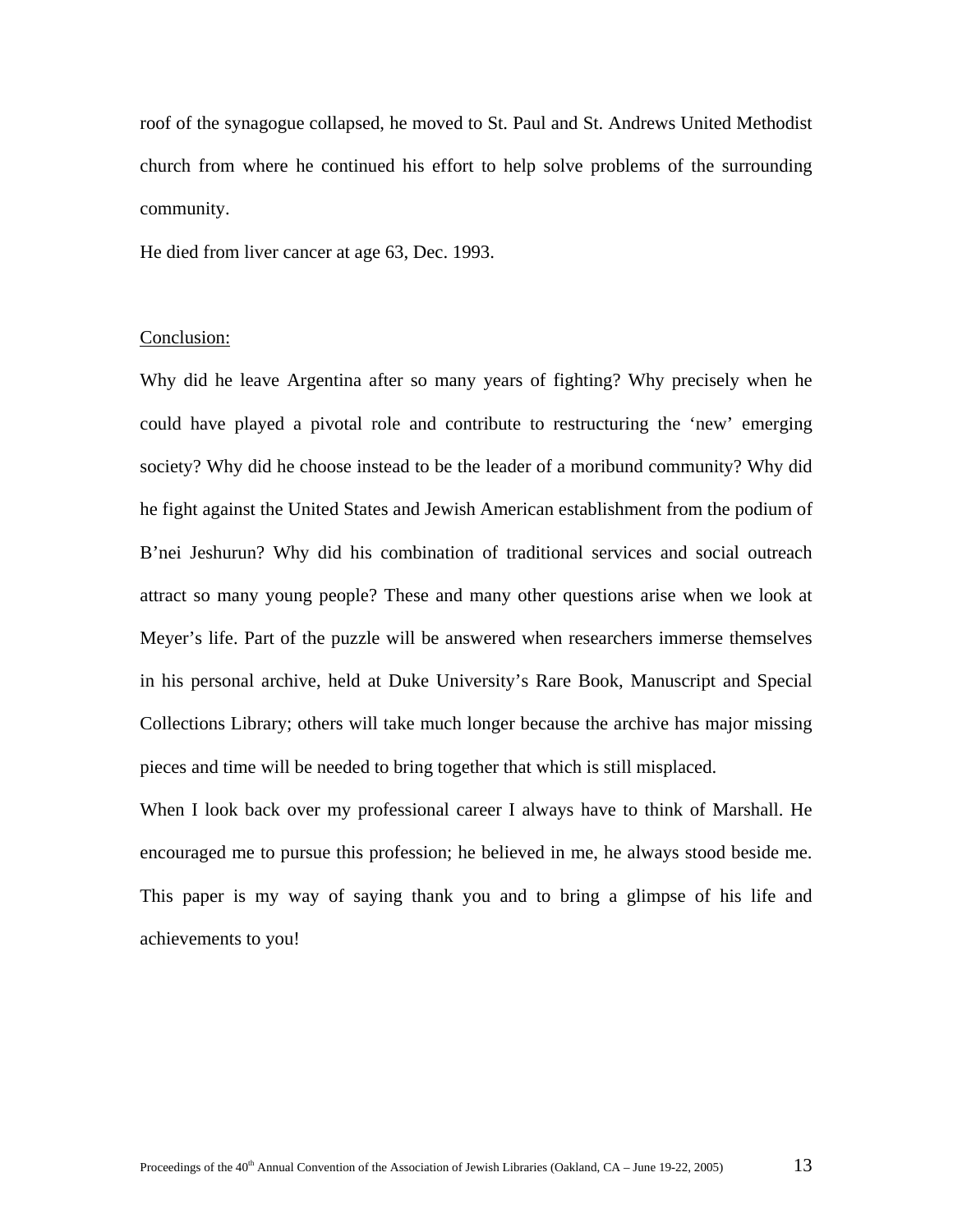roof of the synagogue collapsed, he moved to St. Paul and St. Andrews United Methodist church from where he continued his effort to help solve problems of the surrounding community.

He died from liver cancer at age 63, Dec. 1993.

## Conclusion:

Why did he leave Argentina after so many years of fighting? Why precisely when he could have played a pivotal role and contribute to restructuring the 'new' emerging society? Why did he choose instead to be the leader of a moribund community? Why did he fight against the United States and Jewish American establishment from the podium of B'nei Jeshurun? Why did his combination of traditional services and social outreach attract so many young people? These and many other questions arise when we look at Meyer's life. Part of the puzzle will be answered when researchers immerse themselves in his personal archive, held at Duke University's Rare Book, Manuscript and Special Collections Library; others will take much longer because the archive has major missing pieces and time will be needed to bring together that which is still misplaced.

When I look back over my professional career I always have to think of Marshall. He encouraged me to pursue this profession; he believed in me, he always stood beside me. This paper is my way of saying thank you and to bring a glimpse of his life and achievements to you!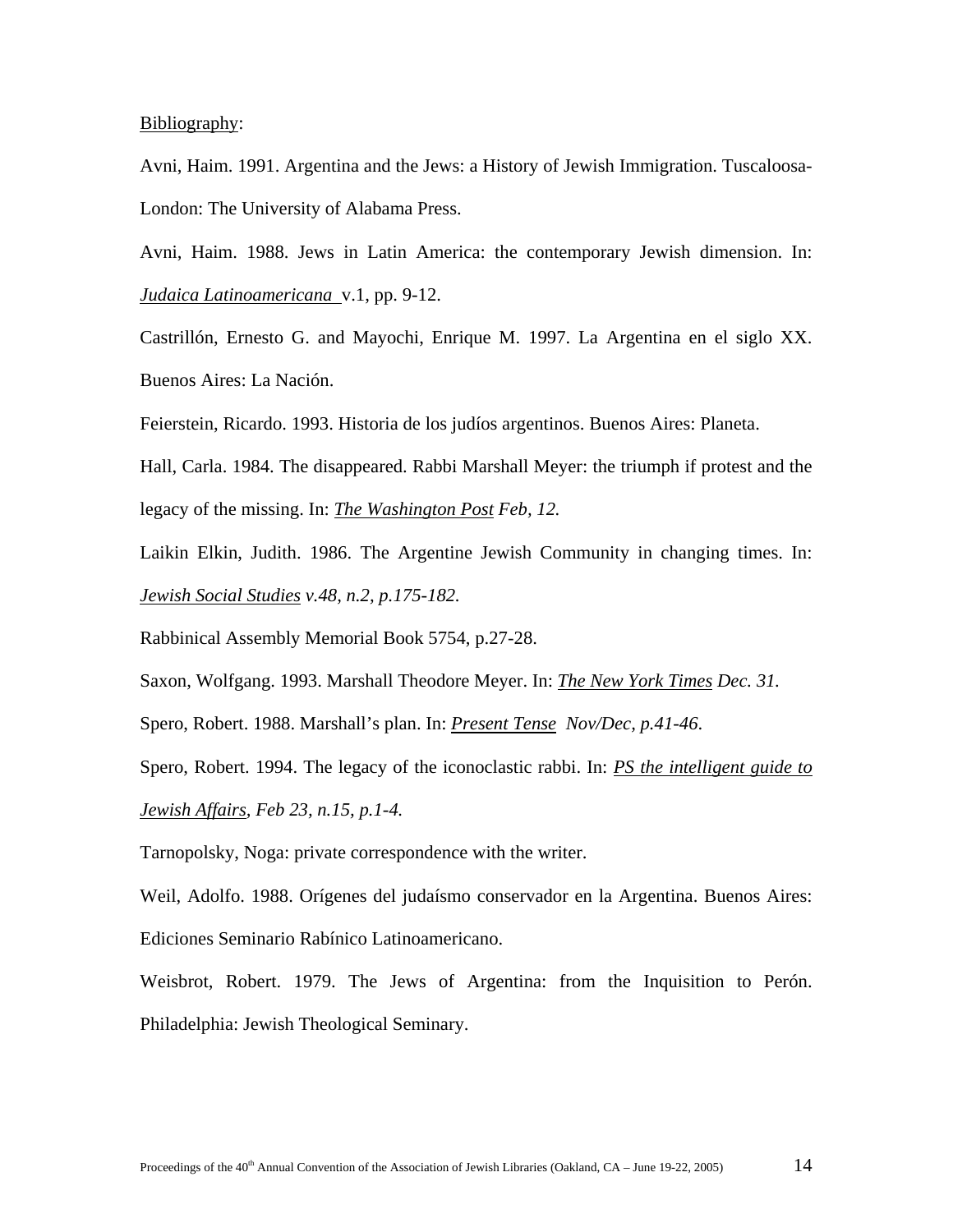Bibliography:

Avni, Haim. 1991. Argentina and the Jews: a History of Jewish Immigration. Tuscaloosa-London: The University of Alabama Press.

Avni, Haim. 1988. Jews in Latin America: the contemporary Jewish dimension. In: *Judaica Latinoamericana* v.1, pp. 9-12.

Castrillón, Ernesto G. and Mayochi, Enrique M. 1997. La Argentina en el siglo XX. Buenos Aires: La Nación.

Feierstein, Ricardo. 1993. Historia de los judíos argentinos. Buenos Aires: Planeta.

Hall, Carla. 1984. The disappeared. Rabbi Marshall Meyer: the triumph if protest and the legacy of the missing. In: *The Washington Post Feb, 12.*

Laikin Elkin, Judith. 1986. The Argentine Jewish Community in changing times. In: *Jewish Social Studies v.48, n.2, p.175-182.*

Rabbinical Assembly Memorial Book 5754, p.27-28.

Saxon, Wolfgang. 1993. Marshall Theodore Meyer. In: *The New York Times Dec. 31.*

Spero, Robert. 1988. Marshall's plan. In: *Present Tense Nov/Dec, p.41-46.*

Spero, Robert. 1994. The legacy of the iconoclastic rabbi. In: *PS the intelligent guide to Jewish Affairs, Feb 23, n.15, p.1-4.*

Tarnopolsky, Noga: private correspondence with the writer.

Weil, Adolfo. 1988. Orígenes del judaísmo conservador en la Argentina. Buenos Aires: Ediciones Seminario Rabínico Latinoamericano.

Weisbrot, Robert. 1979. The Jews of Argentina: from the Inquisition to Perón. Philadelphia: Jewish Theological Seminary.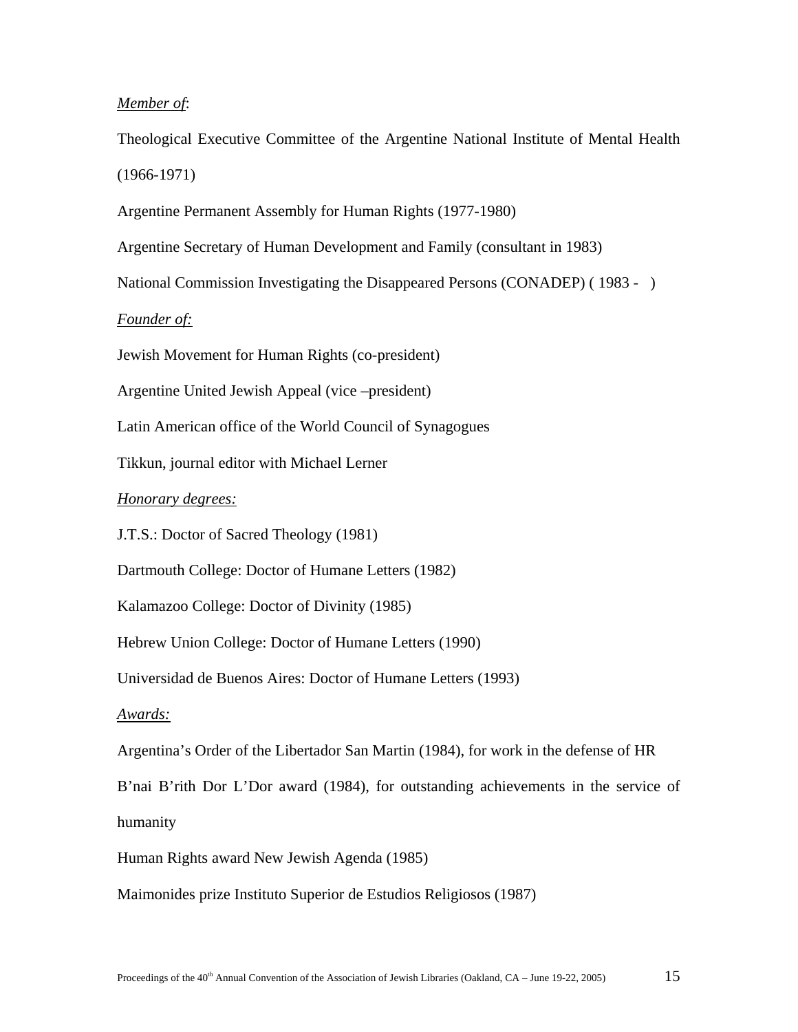*Member of*:

Theological Executive Committee of the Argentine National Institute of Mental Health (1966-1971)

Argentine Permanent Assembly for Human Rights (1977-1980)

Argentine Secretary of Human Development and Family (consultant in 1983)

National Commission Investigating the Disappeared Persons (CONADEP) ( 1983 -   )

*Founder of:*

Jewish Movement for Human Rights (co-president)

Argentine United Jewish Appeal (vice –president)

Latin American office of the World Council of Synagogues

Tikkun, journal editor with Michael Lerner

*Honorary degrees:*

J.T.S.: Doctor of Sacred Theology (1981)

Dartmouth College: Doctor of Humane Letters (1982)

Kalamazoo College: Doctor of Divinity (1985)

Hebrew Union College: Doctor of Humane Letters (1990)

Universidad de Buenos Aires: Doctor of Humane Letters (1993)

*Awards:*

Argentina's Order of the Libertador San Martin (1984), for work in the defense of HR

B'nai B'rith Dor L'Dor award (1984), for outstanding achievements in the service of humanity

Human Rights award New Jewish Agenda (1985)

Maimonides prize Instituto Superior de Estudios Religiosos (1987)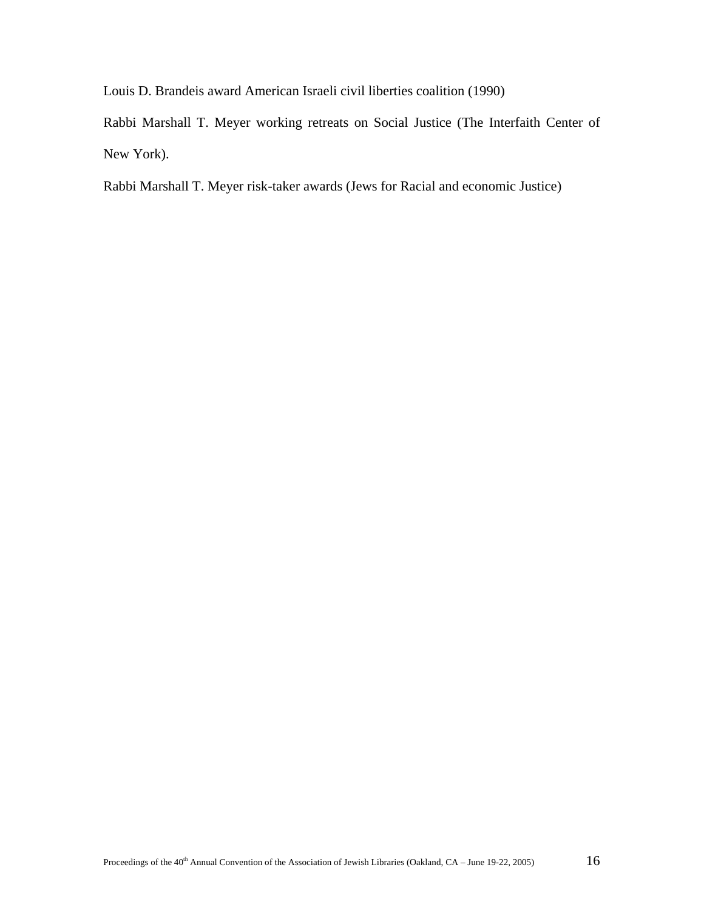Louis D. Brandeis award American Israeli civil liberties coalition (1990)

Rabbi Marshall T. Meyer working retreats on Social Justice (The Interfaith Center of New York).

Rabbi Marshall T. Meyer risk-taker awards (Jews for Racial and economic Justice)